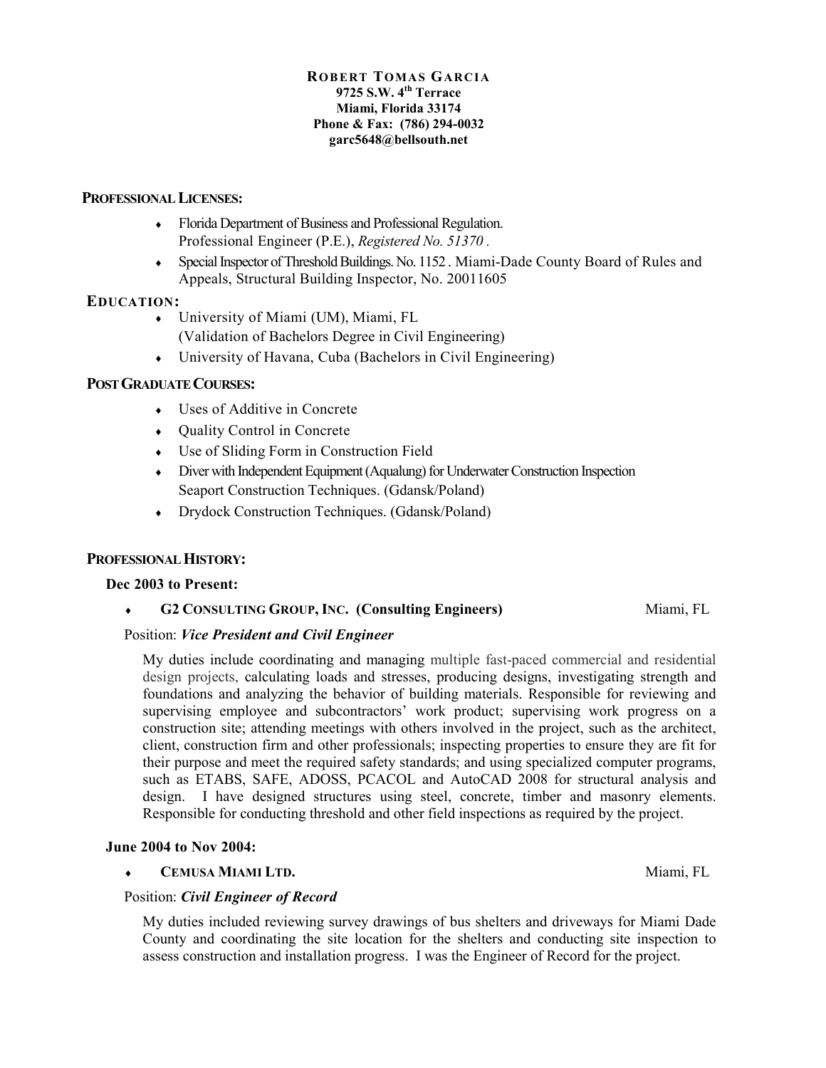# ROBERT TOMAS GARCIA

**9725 S.W. 4th Terrace**
**Miami, Florida 33174**
**Phone & Fax: (786) 294-0032**
**garc5648@bellsouth.net**

## PROFESSIONAL LICENSES:

- Florida Department of Business and Professional Regulation. Professional Engineer (P.E.), *Registered No. 51370 .*
- Special Inspector of Threshold Buildings. No. 1152 . Miami-Dade County Board of Rules and Appeals, Structural Building Inspector, No. 20011605

## EDUCATION:

- University of Miami (UM), Miami, FL (Validation of Bachelors Degree in Civil Engineering)
- University of Havana, Cuba (Bachelors in Civil Engineering)

## POST GRADUATE COURSES:

- Uses of Additive in Concrete
- Quality Control in Concrete
- Use of Sliding Form in Construction Field
- Diver with Independent Equipment (Aqualung) for Underwater Construction Inspection Seaport Construction Techniques. (Gdansk/Poland)
- Drydock Construction Techniques. (Gdansk/Poland)

## PROFESSIONAL HISTORY:

**Dec 2003 to Present:**

- **G2 CONSULTING GROUP, INC. (Consulting Engineers)** Miami, FL

Position: ***Vice President and Civil Engineer***

My duties include coordinating and managing multiple fast-paced commercial and residential design projects, calculating loads and stresses, producing designs, investigating strength and foundations and analyzing the behavior of building materials. Responsible for reviewing and supervising employee and subcontractors' work product; supervising work progress on a construction site; attending meetings with others involved in the project, such as the architect, client, construction firm and other professionals; inspecting properties to ensure they are fit for their purpose and meet the required safety standards; and using specialized computer programs, such as ETABS, SAFE, ADOSS, PCACOL and AutoCAD 2008 for structural analysis and design. I have designed structures using steel, concrete, timber and masonry elements. Responsible for conducting threshold and other field inspections as required by the project.

**June 2004 to Nov 2004:**

- **CEMUSA MIAMI LTD.** Miami, FL

Position: ***Civil Engineer of Record***

My duties included reviewing survey drawings of bus shelters and driveways for Miami Dade County and coordinating the site location for the shelters and conducting site inspection to assess construction and installation progress. I was the Engineer of Record for the project.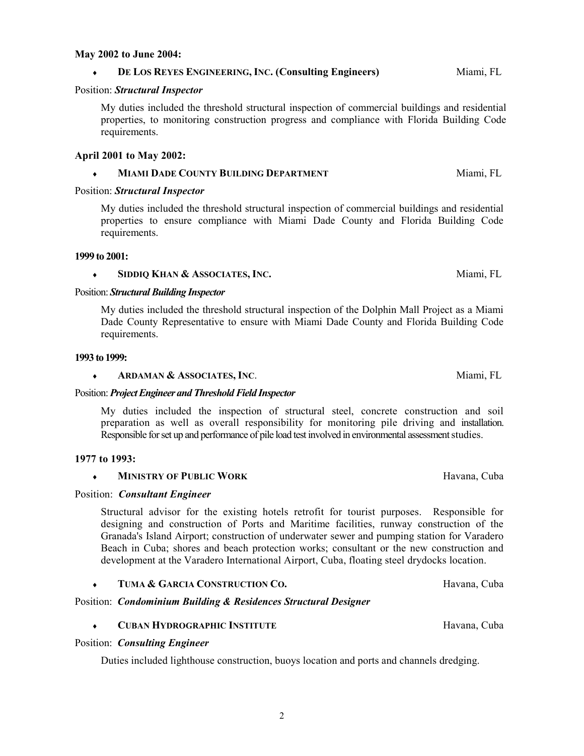**May 2002 to June 2004:**

- **DE LOS REYES ENGINEERING, INC. (Consulting Engineers)** Miami, FL

Position: ***Structural Inspector***

My duties included the threshold structural inspection of commercial buildings and residential properties, to monitoring construction progress and compliance with Florida Building Code requirements.

**April 2001 to May 2002:**

- **MIAMI DADE COUNTY BUILDING DEPARTMENT** Miami, FL

Position: ***Structural Inspector***

My duties included the threshold structural inspection of commercial buildings and residential properties to ensure compliance with Miami Dade County and Florida Building Code requirements.

**1999 to 2001:**

- **SIDDIQ KHAN & ASSOCIATES, INC.** Miami, FL

Position: ***Structural Building Inspector***

My duties included the threshold structural inspection of the Dolphin Mall Project as a Miami Dade County Representative to ensure with Miami Dade County and Florida Building Code requirements.

**1993 to 1999:**

- **ARDAMAN & ASSOCIATES, INC**. Miami, FL

Position: ***Project Engineer and Threshold Field Inspector***

My duties included the inspection of structural steel, concrete construction and soil preparation as well as overall responsibility for monitoring pile driving and installation. Responsible for set up and performance of pile load test involved in environmental assessment studies.

**1977 to 1993:**

- **MINISTRY OF PUBLIC WORK** Havana, Cuba

Position: ***Consultant Engineer***

Structural advisor for the existing hotels retrofit for tourist purposes. Responsible for designing and construction of Ports and Maritime facilities, runway construction of the Granada's Island Airport; construction of underwater sewer and pumping station for Varadero Beach in Cuba; shores and beach protection works; consultant or the new construction and development at the Varadero International Airport, Cuba, floating steel drydocks location.

- **TUMA & GARCIA CONSTRUCTION CO.** Havana, Cuba

Position: ***Condominium Building & Residences Structural Designer***

- **CUBAN HYDROGRAPHIC INSTITUTE** Havana, Cuba

Position: ***Consulting Engineer***

Duties included lighthouse construction, buoys location and ports and channels dredging.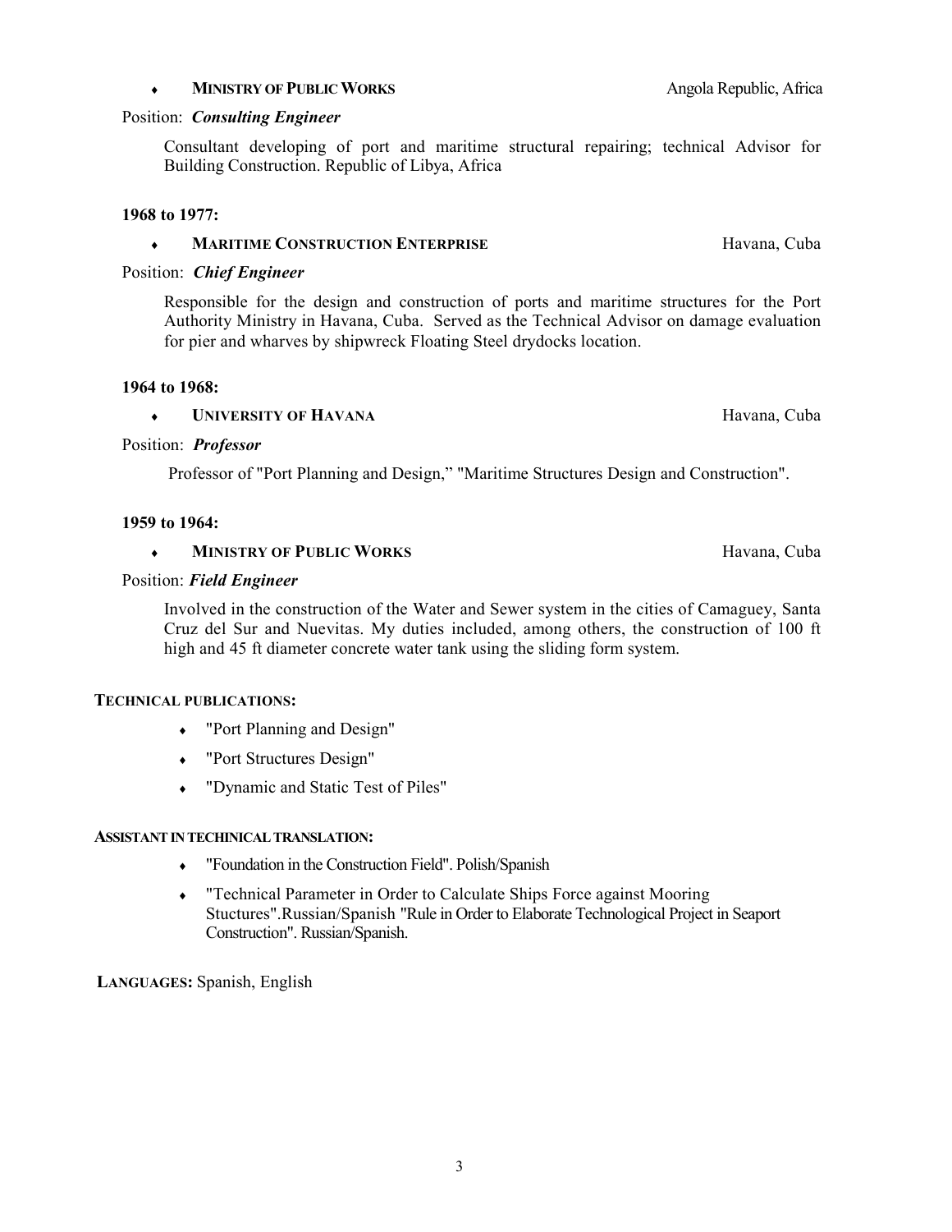- **MINISTRY OF PUBLIC WORKS** Angola Republic, Africa

Position: ***Consulting Engineer***

Consultant developing of port and maritime structural repairing; technical Advisor for Building Construction. Republic of Libya, Africa

**1968 to 1977:**

- **MARITIME CONSTRUCTION ENTERPRISE** Havana, Cuba

Position: ***Chief Engineer***

Responsible for the design and construction of ports and maritime structures for the Port Authority Ministry in Havana, Cuba. Served as the Technical Advisor on damage evaluation for pier and wharves by shipwreck Floating Steel drydocks location.

**1964 to 1968:**

- **UNIVERSITY OF HAVANA** Havana, Cuba

Position: ***Professor***

Professor of "Port Planning and Design," "Maritime Structures Design and Construction".

**1959 to 1964:**

- **MINISTRY OF PUBLIC WORKS** Havana, Cuba

Position: ***Field Engineer***

Involved in the construction of the Water and Sewer system in the cities of Camaguey, Santa Cruz del Sur and Nuevitas. My duties included, among others, the construction of 100 ft high and 45 ft diameter concrete water tank using the sliding form system.

**TECHNICAL PUBLICATIONS:**

- "Port Planning and Design"
- "Port Structures Design"
- "Dynamic and Static Test of Piles"

**ASSISTANT IN TECHINICAL TRANSLATION:**

- "Foundation in the Construction Field". Polish/Spanish
- "Technical Parameter in Order to Calculate Ships Force against Mooring Stuctures".Russian/Spanish "Rule in Order to Elaborate Technological Project in Seaport Construction". Russian/Spanish.

**LANGUAGES:** Spanish, English